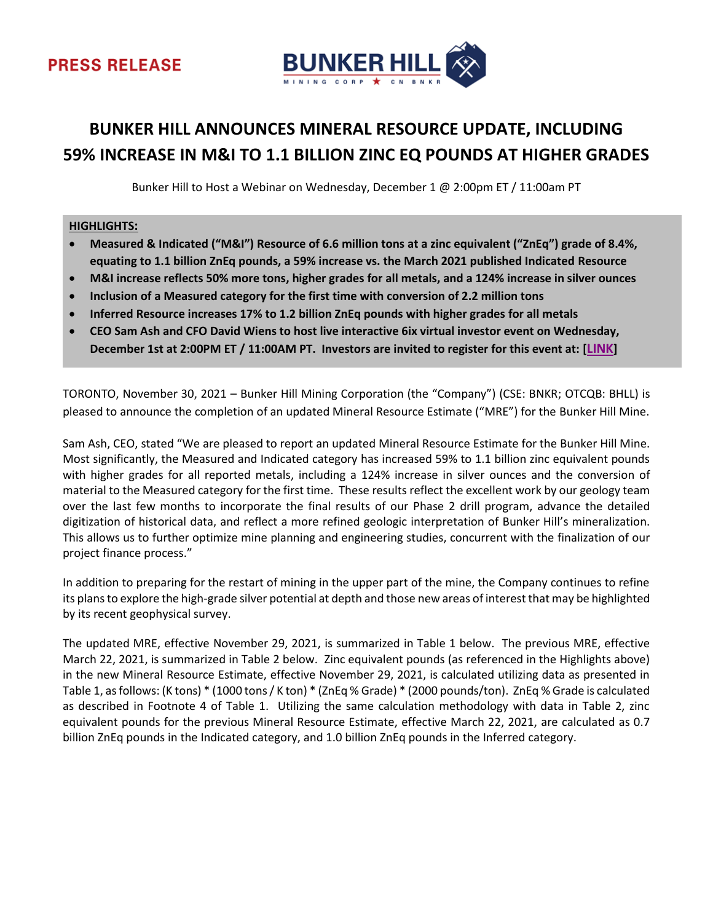**PRESS RELEASE**

BUNKER HILL MINING CORP ★ CN BNKR

# BUNKER HILL ANNOUNCES MINERAL RESOURCE UPDATE, INCLUDING 59% INCREASE IN M&I TO 1.1 BILLION ZINC EQ POUNDS AT HIGHER GRADES

Bunker Hill to Host a Webinar on Wednesday, December 1 @ 2:00pm ET / 11:00am PT

**HIGHLIGHTS:**

- **Measured & Indicated ("M&I") Resource of 6.6 million tons at a zinc equivalent ("ZnEq") grade of 8.4%, equating to 1.1 billion ZnEq pounds, a 59% increase vs. the March 2021 published Indicated Resource**
- **M&I increase reflects 50% more tons, higher grades for all metals, and a 124% increase in silver ounces**
- **Inclusion of a Measured category for the first time with conversion of 2.2 million tons**
- **Inferred Resource increases 17% to 1.2 billion ZnEq pounds with higher grades for all metals**
- **CEO Sam Ash and CFO David Wiens to host live interactive 6ix virtual investor event on Wednesday, December 1st at 2:00PM ET / 11:00AM PT. Investors are invited to register for this event at: [LINK]**

TORONTO, November 30, 2021 – Bunker Hill Mining Corporation (the "Company") (CSE: BNKR; OTCQB: BHLL) is pleased to announce the completion of an updated Mineral Resource Estimate ("MRE") for the Bunker Hill Mine.

Sam Ash, CEO, stated "We are pleased to report an updated Mineral Resource Estimate for the Bunker Hill Mine. Most significantly, the Measured and Indicated category has increased 59% to 1.1 billion zinc equivalent pounds with higher grades for all reported metals, including a 124% increase in silver ounces and the conversion of material to the Measured category for the first time. These results reflect the excellent work by our geology team over the last few months to incorporate the final results of our Phase 2 drill program, advance the detailed digitization of historical data, and reflect a more refined geologic interpretation of Bunker Hill's mineralization. This allows us to further optimize mine planning and engineering studies, concurrent with the finalization of our project finance process."

In addition to preparing for the restart of mining in the upper part of the mine, the Company continues to refine its plans to explore the high-grade silver potential at depth and those new areas of interest that may be highlighted by its recent geophysical survey.

The updated MRE, effective November 29, 2021, is summarized in Table 1 below. The previous MRE, effective March 22, 2021, is summarized in Table 2 below. Zinc equivalent pounds (as referenced in the Highlights above) in the new Mineral Resource Estimate, effective November 29, 2021, is calculated utilizing data as presented in Table 1, as follows: (K tons) * (1000 tons / K ton) * (ZnEq % Grade) * (2000 pounds/ton). ZnEq % Grade is calculated as described in Footnote 4 of Table 1. Utilizing the same calculation methodology with data in Table 2, zinc equivalent pounds for the previous Mineral Resource Estimate, effective March 22, 2021, are calculated as 0.7 billion ZnEq pounds in the Indicated category, and 1.0 billion ZnEq pounds in the Inferred category.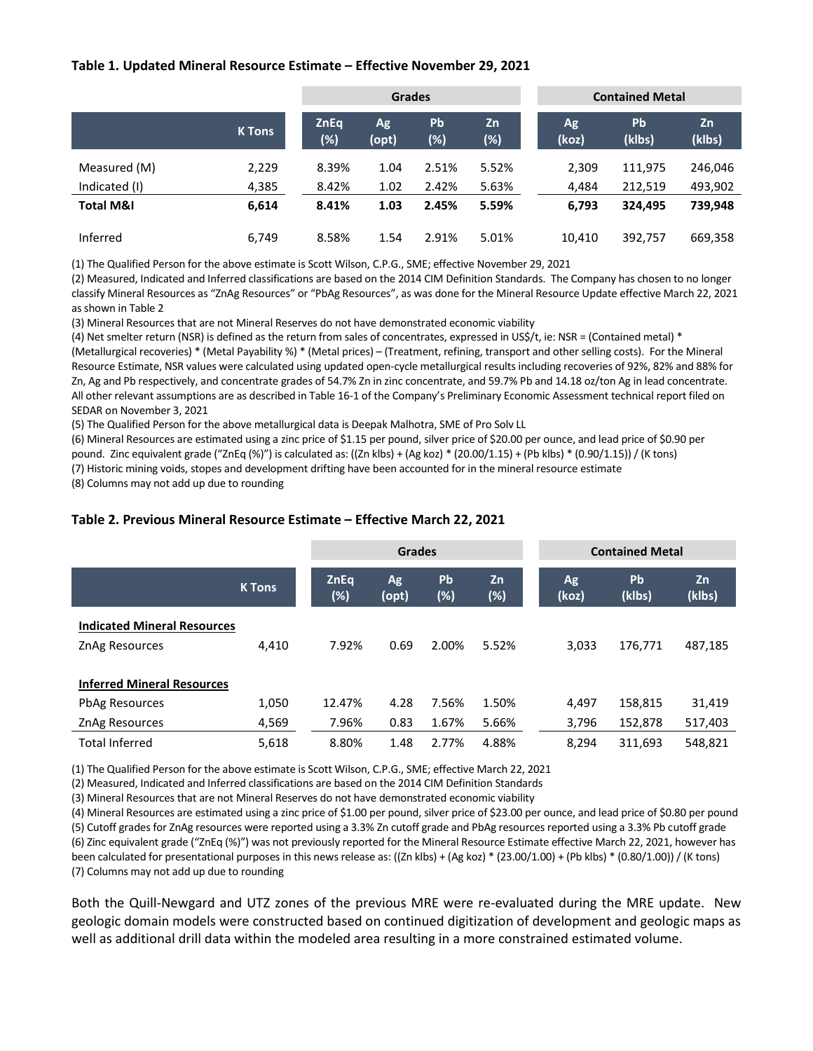**Table 1. Updated Mineral Resource Estimate – Effective November 29, 2021**

| | | Grades | | | | Contained Metal | | |
|---|---|---|---|---|---|---|---|---|
| | K Tons | ZnEq (%) | Ag (opt) | Pb (%) | Zn (%) | Ag (koz) | Pb (klbs) | Zn (klbs) |
| Measured (M) | 2,229 | 8.39% | 1.04 | 2.51% | 5.52% | 2,309 | 111,975 | 246,046 |
| Indicated (I) | 4,385 | 8.42% | 1.02 | 2.42% | 5.63% | 4,484 | 212,519 | 493,902 |
| **Total M&I** | **6,614** | **8.41%** | **1.03** | **2.45%** | **5.59%** | **6,793** | **324,495** | **739,948** |
| Inferred | 6,749 | 8.58% | 1.54 | 2.91% | 5.01% | 10,410 | 392,757 | 669,358 |

(1) The Qualified Person for the above estimate is Scott Wilson, C.P.G., SME; effective November 29, 2021

(2) Measured, Indicated and Inferred classifications are based on the 2014 CIM Definition Standards. The Company has chosen to no longer classify Mineral Resources as "ZnAg Resources" or "PbAg Resources", as was done for the Mineral Resource Update effective March 22, 2021 as shown in Table 2

(3) Mineral Resources that are not Mineral Reserves do not have demonstrated economic viability

(4) Net smelter return (NSR) is defined as the return from sales of concentrates, expressed in US$/t, ie: NSR = (Contained metal) * (Metallurgical recoveries) * (Metal Payability %) * (Metal prices) – (Treatment, refining, transport and other selling costs). For the Mineral Resource Estimate, NSR values were calculated using updated open-cycle metallurgical results including recoveries of 92%, 82% and 88% for Zn, Ag and Pb respectively, and concentrate grades of 54.7% Zn in zinc concentrate, and 59.7% Pb and 14.18 oz/ton Ag in lead concentrate. All other relevant assumptions are as described in Table 16-1 of the Company's Preliminary Economic Assessment technical report filed on SEDAR on November 3, 2021

(5) The Qualified Person for the above metallurgical data is Deepak Malhotra, SME of Pro Solv LL

(6) Mineral Resources are estimated using a zinc price of $1.15 per pound, silver price of $20.00 per ounce, and lead price of $0.90 per pound. Zinc equivalent grade ("ZnEq (%)") is calculated as: ((Zn klbs) + (Ag koz) * (20.00/1.15) + (Pb klbs) * (0.90/1.15)) / (K tons)

(7) Historic mining voids, stopes and development drifting have been accounted for in the mineral resource estimate

(8) Columns may not add up due to rounding

**Table 2. Previous Mineral Resource Estimate – Effective March 22, 2021**

| | | Grades | | | | Contained Metal | | |
|---|---|---|---|---|---|---|---|---|
| | K Tons | ZnEq (%) | Ag (opt) | Pb (%) | Zn (%) | Ag (koz) | Pb (klbs) | Zn (klbs) |
| **Indicated Mineral Resources** | | | | | | | | |
| ZnAg Resources | 4,410 | 7.92% | 0.69 | 2.00% | 5.52% | 3,033 | 176,771 | 487,185 |
| **Inferred Mineral Resources** | | | | | | | | |
| PbAg Resources | 1,050 | 12.47% | 4.28 | 7.56% | 1.50% | 4,497 | 158,815 | 31,419 |
| ZnAg Resources | 4,569 | 7.96% | 0.83 | 1.67% | 5.66% | 3,796 | 152,878 | 517,403 |
| Total Inferred | 5,618 | 8.80% | 1.48 | 2.77% | 4.88% | 8,294 | 311,693 | 548,821 |

(1) The Qualified Person for the above estimate is Scott Wilson, C.P.G., SME; effective March 22, 2021

(2) Measured, Indicated and Inferred classifications are based on the 2014 CIM Definition Standards

(3) Mineral Resources that are not Mineral Reserves do not have demonstrated economic viability

(4) Mineral Resources are estimated using a zinc price of $1.00 per pound, silver price of $23.00 per ounce, and lead price of $0.80 per pound

(5) Cutoff grades for ZnAg resources were reported using a 3.3% Zn cutoff grade and PbAg resources reported using a 3.3% Pb cutoff grade

(6) Zinc equivalent grade ("ZnEq (%)") was not previously reported for the Mineral Resource Estimate effective March 22, 2021, however has been calculated for presentational purposes in this news release as: ((Zn klbs) + (Ag koz) * (23.00/1.00) + (Pb klbs) * (0.80/1.00)) / (K tons)

(7) Columns may not add up due to rounding

Both the Quill-Newgard and UTZ zones of the previous MRE were re-evaluated during the MRE update. New geologic domain models were constructed based on continued digitization of development and geologic maps as well as additional drill data within the modeled area resulting in a more constrained estimated volume.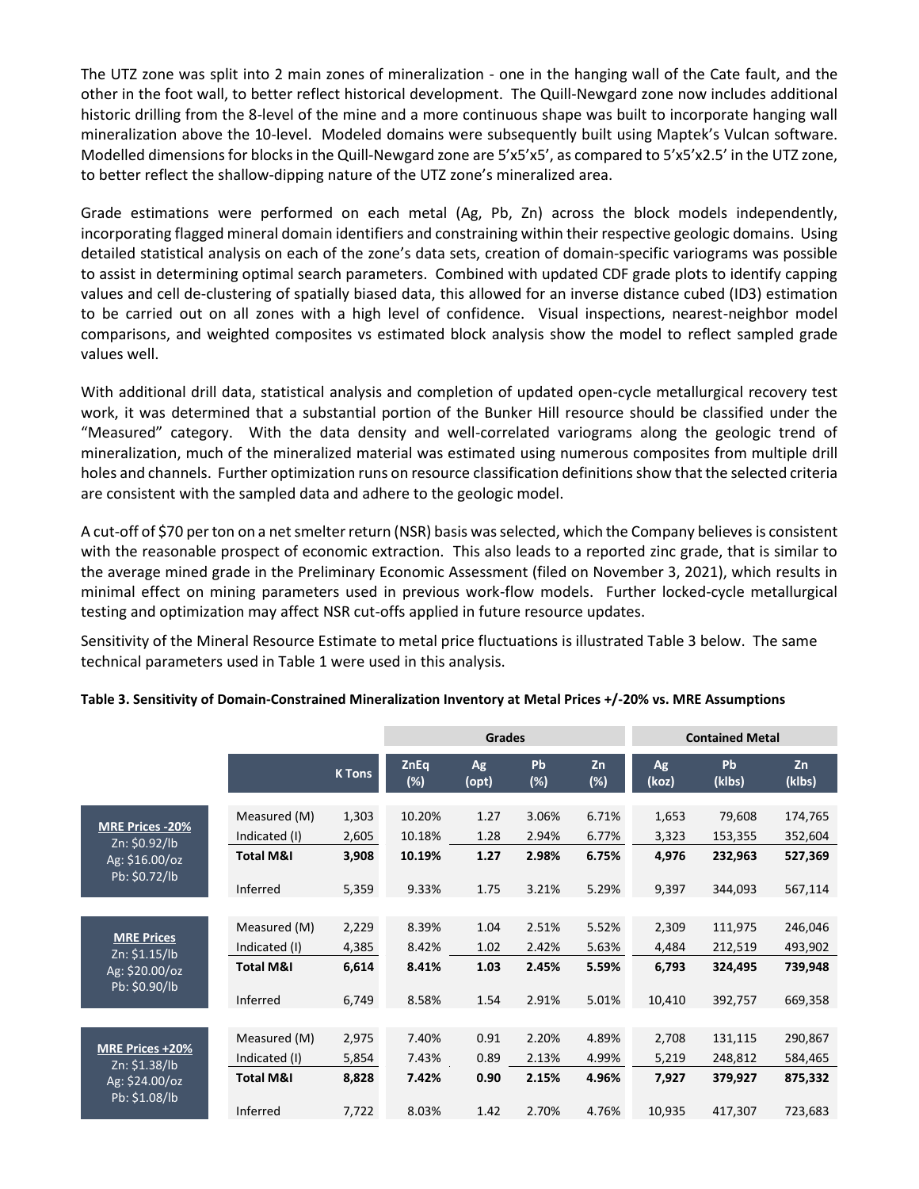The UTZ zone was split into 2 main zones of mineralization - one in the hanging wall of the Cate fault, and the other in the foot wall, to better reflect historical development. The Quill-Newgard zone now includes additional historic drilling from the 8-level of the mine and a more continuous shape was built to incorporate hanging wall mineralization above the 10-level. Modeled domains were subsequently built using Maptek's Vulcan software. Modelled dimensions for blocks in the Quill-Newgard zone are 5'x5'x5', as compared to 5'x5'x2.5' in the UTZ zone, to better reflect the shallow-dipping nature of the UTZ zone's mineralized area.

Grade estimations were performed on each metal (Ag, Pb, Zn) across the block models independently, incorporating flagged mineral domain identifiers and constraining within their respective geologic domains. Using detailed statistical analysis on each of the zone's data sets, creation of domain-specific variograms was possible to assist in determining optimal search parameters. Combined with updated CDF grade plots to identify capping values and cell de-clustering of spatially biased data, this allowed for an inverse distance cubed (ID3) estimation to be carried out on all zones with a high level of confidence. Visual inspections, nearest-neighbor model comparisons, and weighted composites vs estimated block analysis show the model to reflect sampled grade values well.

With additional drill data, statistical analysis and completion of updated open-cycle metallurgical recovery test work, it was determined that a substantial portion of the Bunker Hill resource should be classified under the "Measured" category. With the data density and well-correlated variograms along the geologic trend of mineralization, much of the mineralized material was estimated using numerous composites from multiple drill holes and channels. Further optimization runs on resource classification definitions show that the selected criteria are consistent with the sampled data and adhere to the geologic model.

A cut-off of $70 per ton on a net smelter return (NSR) basis was selected, which the Company believes is consistent with the reasonable prospect of economic extraction. This also leads to a reported zinc grade, that is similar to the average mined grade in the Preliminary Economic Assessment (filed on November 3, 2021), which results in minimal effect on mining parameters used in previous work-flow models. Further locked-cycle metallurgical testing and optimization may affect NSR cut-offs applied in future resource updates.

Sensitivity of the Mineral Resource Estimate to metal price fluctuations is illustrated Table 3 below. The same technical parameters used in Table 1 were used in this analysis.

**Table 3. Sensitivity of Domain-Constrained Mineralization Inventory at Metal Prices +/-20% vs. MRE Assumptions**

| | | | Grades | | | | Contained Metal | | |
|---|---|---|---|---|---|---|---|---|---|
| | | K Tons | ZnEq (%) | Ag (opt) | Pb (%) | Zn (%) | Ag (koz) | Pb (klbs) | Zn (klbs) |
| **MRE Prices -20%** Zn: $0.92/lb Ag: $16.00/oz Pb: $0.72/lb | Measured (M) | 1,303 | 10.20% | 1.27 | 3.06% | 6.71% | 1,653 | 79,608 | 174,765 |
| | Indicated (I) | 2,605 | 10.18% | 1.28 | 2.94% | 6.77% | 3,323 | 153,355 | 352,604 |
| | **Total M&I** | **3,908** | **10.19%** | **1.27** | **2.98%** | **6.75%** | **4,976** | **232,963** | **527,369** |
| | Inferred | 5,359 | 9.33% | 1.75 | 3.21% | 5.29% | 9,397 | 344,093 | 567,114 |
| **MRE Prices** Zn: $1.15/lb Ag: $20.00/oz Pb: $0.90/lb | Measured (M) | 2,229 | 8.39% | 1.04 | 2.51% | 5.52% | 2,309 | 111,975 | 246,046 |
| | Indicated (I) | 4,385 | 8.42% | 1.02 | 2.42% | 5.63% | 4,484 | 212,519 | 493,902 |
| | **Total M&I** | **6,614** | **8.41%** | **1.03** | **2.45%** | **5.59%** | **6,793** | **324,495** | **739,948** |
| | Inferred | 6,749 | 8.58% | 1.54 | 2.91% | 5.01% | 10,410 | 392,757 | 669,358 |
| **MRE Prices +20%** Zn: $1.38/lb Ag: $24.00/oz Pb: $1.08/lb | Measured (M) | 2,975 | 7.40% | 0.91 | 2.20% | 4.89% | 2,708 | 131,115 | 290,867 |
| | Indicated (I) | 5,854 | 7.43% | 0.89 | 2.13% | 4.99% | 5,219 | 248,812 | 584,465 |
| | **Total M&I** | **8,828** | **7.42%** | **0.90** | **2.15%** | **4.96%** | **7,927** | **379,927** | **875,332** |
| | Inferred | 7,722 | 8.03% | 1.42 | 2.70% | 4.76% | 10,935 | 417,307 | 723,683 |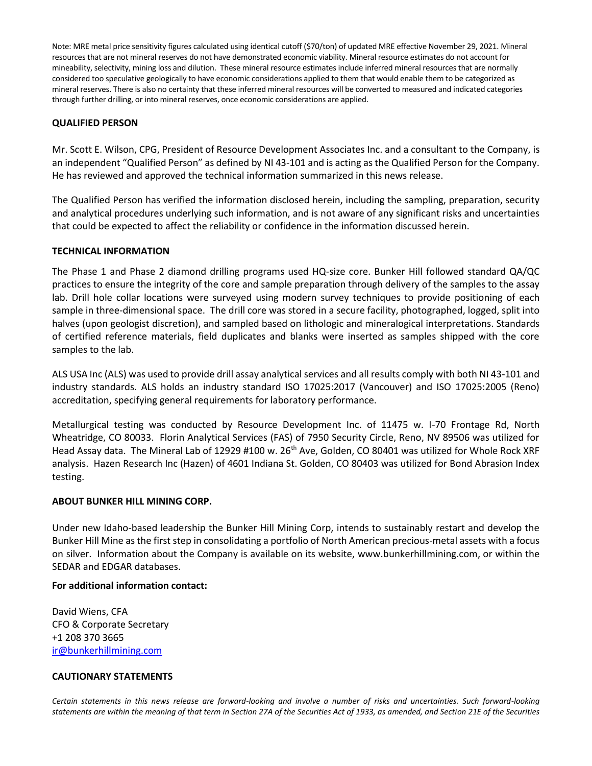Note: MRE metal price sensitivity figures calculated using identical cutoff ($70/ton) of updated MRE effective November 29, 2021. Mineral resources that are not mineral reserves do not have demonstrated economic viability. Mineral resource estimates do not account for mineability, selectivity, mining loss and dilution. These mineral resource estimates include inferred mineral resources that are normally considered too speculative geologically to have economic considerations applied to them that would enable them to be categorized as mineral reserves. There is also no certainty that these inferred mineral resources will be converted to measured and indicated categories through further drilling, or into mineral reserves, once economic considerations are applied.

**QUALIFIED PERSON**

Mr. Scott E. Wilson, CPG, President of Resource Development Associates Inc. and a consultant to the Company, is an independent "Qualified Person" as defined by NI 43-101 and is acting as the Qualified Person for the Company. He has reviewed and approved the technical information summarized in this news release.

The Qualified Person has verified the information disclosed herein, including the sampling, preparation, security and analytical procedures underlying such information, and is not aware of any significant risks and uncertainties that could be expected to affect the reliability or confidence in the information discussed herein.

**TECHNICAL INFORMATION**

The Phase 1 and Phase 2 diamond drilling programs used HQ-size core. Bunker Hill followed standard QA/QC practices to ensure the integrity of the core and sample preparation through delivery of the samples to the assay lab. Drill hole collar locations were surveyed using modern survey techniques to provide positioning of each sample in three-dimensional space. The drill core was stored in a secure facility, photographed, logged, split into halves (upon geologist discretion), and sampled based on lithologic and mineralogical interpretations. Standards of certified reference materials, field duplicates and blanks were inserted as samples shipped with the core samples to the lab.

ALS USA Inc (ALS) was used to provide drill assay analytical services and all results comply with both NI 43-101 and industry standards. ALS holds an industry standard ISO 17025:2017 (Vancouver) and ISO 17025:2005 (Reno) accreditation, specifying general requirements for laboratory performance.

Metallurgical testing was conducted by Resource Development Inc. of 11475 w. I-70 Frontage Rd, North Wheatridge, CO 80033. Florin Analytical Services (FAS) of 7950 Security Circle, Reno, NV 89506 was utilized for Head Assay data. The Mineral Lab of 12929 #100 w. 26th Ave, Golden, CO 80401 was utilized for Whole Rock XRF analysis. Hazen Research Inc (Hazen) of 4601 Indiana St. Golden, CO 80403 was utilized for Bond Abrasion Index testing.

**ABOUT BUNKER HILL MINING CORP.**

Under new Idaho-based leadership the Bunker Hill Mining Corp, intends to sustainably restart and develop the Bunker Hill Mine as the first step in consolidating a portfolio of North American precious-metal assets with a focus on silver. Information about the Company is available on its website, www.bunkerhillmining.com, or within the SEDAR and EDGAR databases.

**For additional information contact:**

David Wiens, CFA
CFO & Corporate Secretary
+1 208 370 3665
ir@bunkerhillmining.com

**CAUTIONARY STATEMENTS**

*Certain statements in this news release are forward-looking and involve a number of risks and uncertainties. Such forward-looking statements are within the meaning of that term in Section 27A of the Securities Act of 1933, as amended, and Section 21E of the Securities*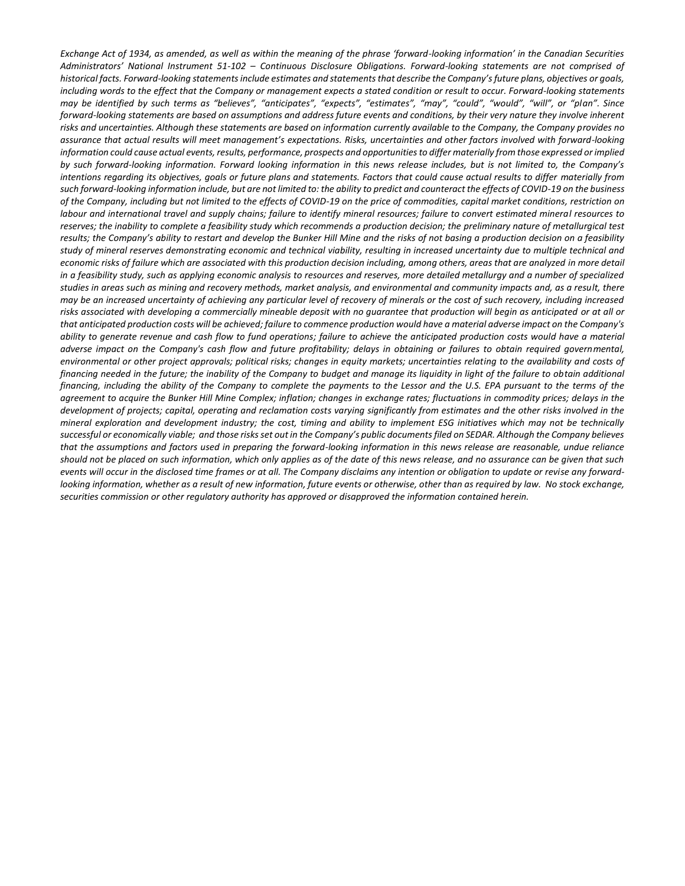*Exchange Act of 1934, as amended, as well as within the meaning of the phrase 'forward-looking information' in the Canadian Securities Administrators' National Instrument 51-102 – Continuous Disclosure Obligations. Forward-looking statements are not comprised of historical facts. Forward-looking statements include estimates and statements that describe the Company's future plans, objectives or goals, including words to the effect that the Company or management expects a stated condition or result to occur. Forward-looking statements may be identified by such terms as "believes", "anticipates", "expects", "estimates", "may", "could", "would", "will", or "plan". Since forward-looking statements are based on assumptions and address future events and conditions, by their very nature they involve inherent risks and uncertainties. Although these statements are based on information currently available to the Company, the Company provides no assurance that actual results will meet management's expectations. Risks, uncertainties and other factors involved with forward-looking information could cause actual events, results, performance, prospects and opportunities to differ materially from those expressed or implied by such forward-looking information. Forward looking information in this news release includes, but is not limited to, the Company's intentions regarding its objectives, goals or future plans and statements. Factors that could cause actual results to differ materially from such forward-looking information include, but are not limited to: the ability to predict and counteract the effects of COVID-19 on the business of the Company, including but not limited to the effects of COVID-19 on the price of commodities, capital market conditions, restriction on labour and international travel and supply chains; failure to identify mineral resources; failure to convert estimated mineral resources to reserves; the inability to complete a feasibility study which recommends a production decision; the preliminary nature of metallurgical test results; the Company's ability to restart and develop the Bunker Hill Mine and the risks of not basing a production decision on a feasibility study of mineral reserves demonstrating economic and technical viability, resulting in increased uncertainty due to multiple technical and economic risks of failure which are associated with this production decision including, among others, areas that are analyzed in more detail in a feasibility study, such as applying economic analysis to resources and reserves, more detailed metallurgy and a number of specialized studies in areas such as mining and recovery methods, market analysis, and environmental and community impacts and, as a result, there may be an increased uncertainty of achieving any particular level of recovery of minerals or the cost of such recovery, including increased risks associated with developing a commercially mineable deposit with no guarantee that production will begin as anticipated or at all or that anticipated production costs will be achieved; failure to commence production would have a material adverse impact on the Company's ability to generate revenue and cash flow to fund operations; failure to achieve the anticipated production costs would have a material adverse impact on the Company's cash flow and future profitability; delays in obtaining or failures to obtain required governmental, environmental or other project approvals; political risks; changes in equity markets; uncertainties relating to the availability and costs of financing needed in the future; the inability of the Company to budget and manage its liquidity in light of the failure to obtain additional financing, including the ability of the Company to complete the payments to the Lessor and the U.S. EPA pursuant to the terms of the agreement to acquire the Bunker Hill Mine Complex; inflation; changes in exchange rates; fluctuations in commodity prices; delays in the development of projects; capital, operating and reclamation costs varying significantly from estimates and the other risks involved in the mineral exploration and development industry; the cost, timing and ability to implement ESG initiatives which may not be technically successful or economically viable; and those risks set out in the Company's public documents filed on SEDAR. Although the Company believes that the assumptions and factors used in preparing the forward-looking information in this news release are reasonable, undue reliance should not be placed on such information, which only applies as of the date of this news release, and no assurance can be given that such events will occur in the disclosed time frames or at all. The Company disclaims any intention or obligation to update or revise any forward-looking information, whether as a result of new information, future events or otherwise, other than as required by law. No stock exchange, securities commission or other regulatory authority has approved or disapproved the information contained herein.*